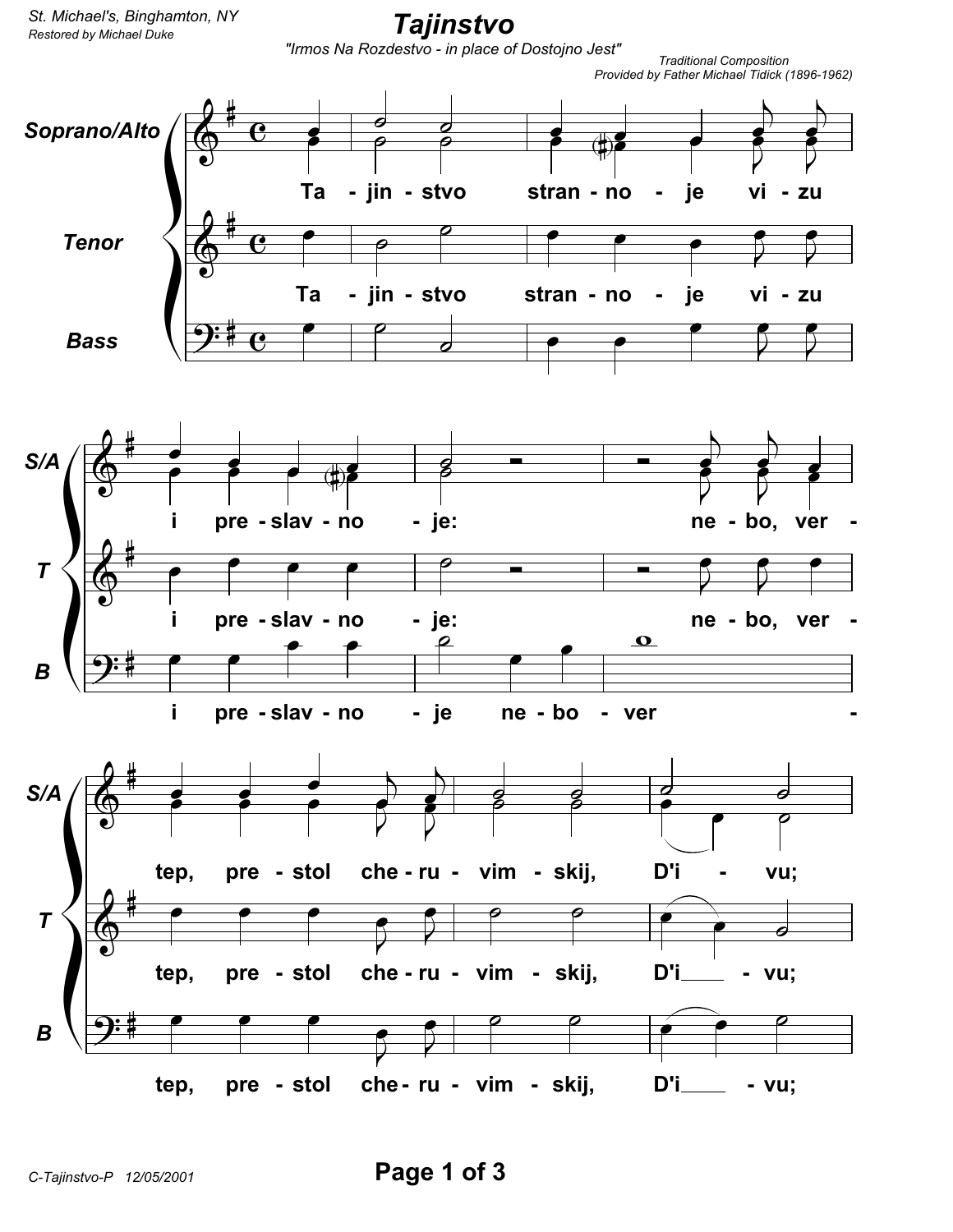St. Michael's, Binghamton, NY
*Restored by Michael Duke*

# Tajinstvo

*"Irmos Na Rozdestvo - in place of Dostojno Jest"*

*Traditional Composition*
*Provided by Father Michael Tidick (1896-1962)*

**Soprano/Alto**, **Tenor**, **Bass**

Ta - jin - stvo stran - no - je vi - zu i pre - slav - no - je: ne - bo, ver - tep, pre - stol che - ru - vim - skij, D'i - vu;

C-Tajinstvo-P 12/05/2001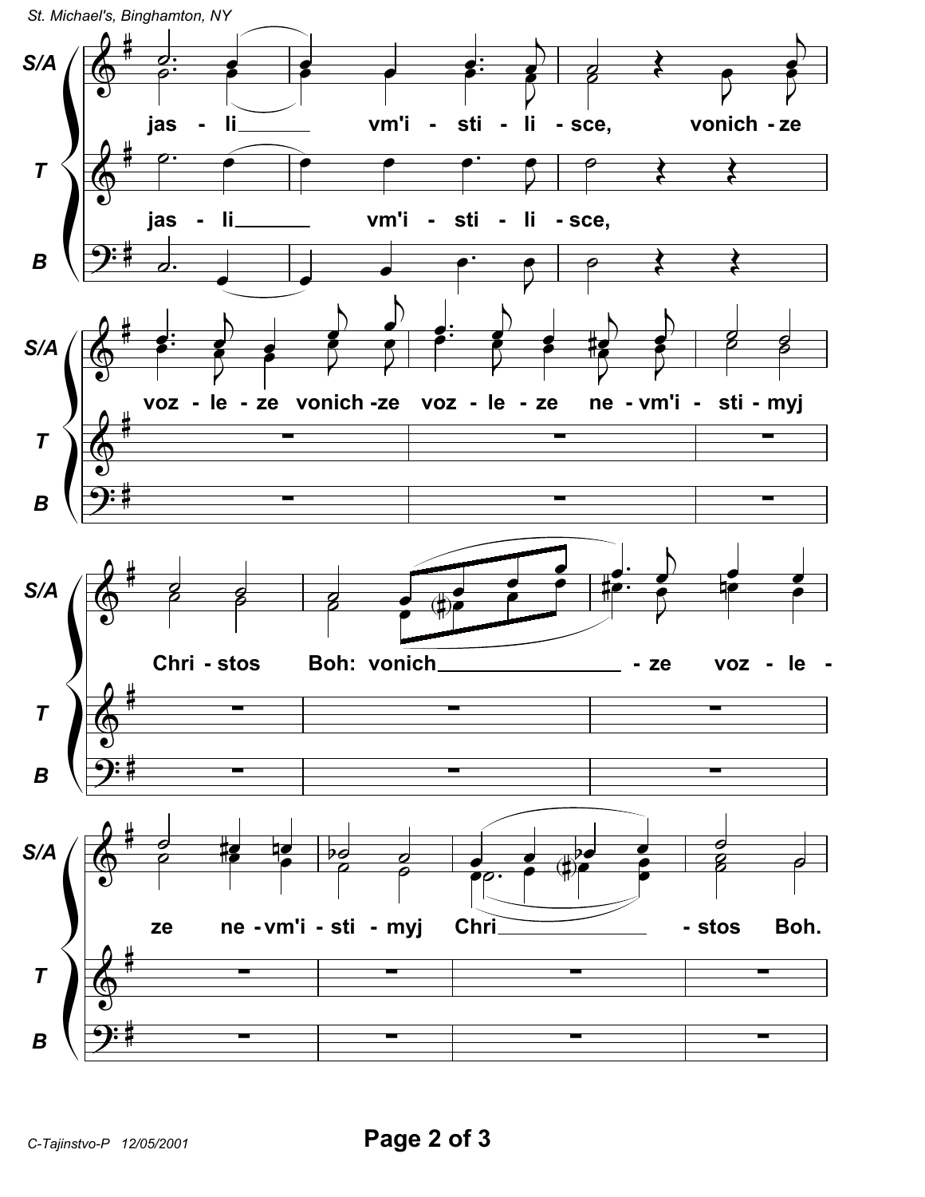S/A: jas - li vm'i - sti - li - sce, vonich - ze

T: jas - li vm'i - sti - li - sce,

B

S/A: voz - le - ze vonich - ze voz - le - ze ne - vm'i - sti - myj

T

B

S/A: Chri - stos Boh: vonich - ze voz - le -

T

B

S/A: ze ne - vm'i - sti - myj Chri - stos Boh.

T

B